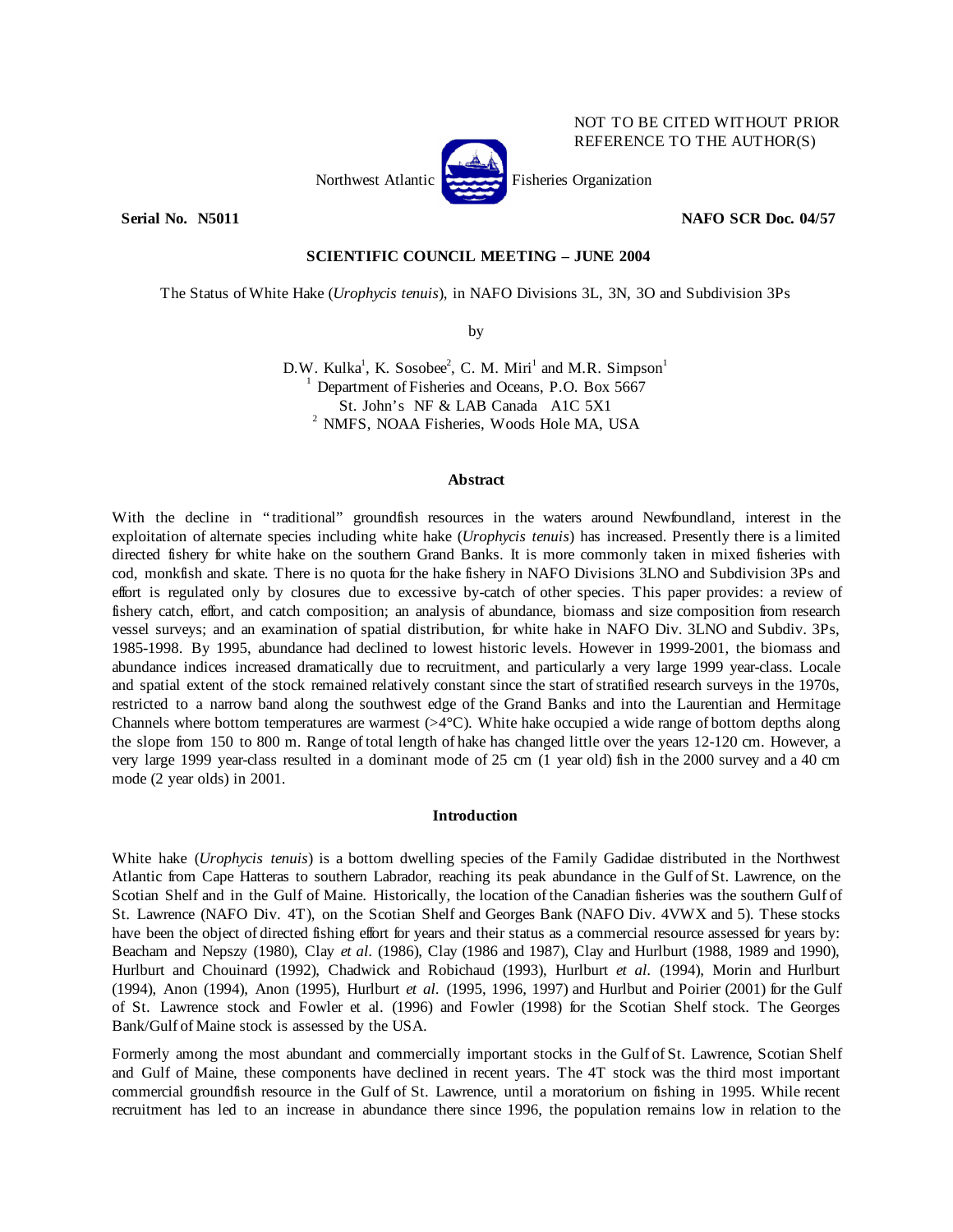NOT TO BE CITED WITHOUT PRIOR REFERENCE TO THE AUTHOR(S)

Northwest Atlantic Fisheries Organization

**Serial No. N5011** **NAFO SCR Doc. 04/57**

**SCIENTIFIC COUNCIL MEETING – JUNE 2004**

The Status of White Hake (*Urophycis tenuis*), in NAFO Divisions 3L, 3N, 3O and Subdivision 3Ps

by

D.W. Kulka[1], K. Sosobee[2], C. M. Miri[1] and M.R. Simpson[1]
[1] Department of Fisheries and Oceans, P.O. Box 5667
St. John's NF & LAB Canada A1C 5X1
[2] NMFS, NOAA Fisheries, Woods Hole MA, USA

## Abstract

With the decline in "traditional" groundfish resources in the waters around Newfoundland, interest in the exploitation of alternate species including white hake (*Urophycis tenuis*) has increased. Presently there is a limited directed fishery for white hake on the southern Grand Banks. It is more commonly taken in mixed fisheries with cod, monkfish and skate. There is no quota for the hake fishery in NAFO Divisions 3LNO and Subdivision 3Ps and effort is regulated only by closures due to excessive by-catch of other species. This paper provides: a review of fishery catch, effort, and catch composition; an analysis of abundance, biomass and size composition from research vessel surveys; and an examination of spatial distribution, for white hake in NAFO Div. 3LNO and Subdiv. 3Ps, 1985-1998. By 1995, abundance had declined to lowest historic levels. However in 1999-2001, the biomass and abundance indices increased dramatically due to recruitment, and particularly a very large 1999 year-class. Locale and spatial extent of the stock remained relatively constant since the start of stratified research surveys in the 1970s, restricted to a narrow band along the southwest edge of the Grand Banks and into the Laurentian and Hermitage Channels where bottom temperatures are warmest (>4°C). White hake occupied a wide range of bottom depths along the slope from 150 to 800 m. Range of total length of hake has changed little over the years 12-120 cm. However, a very large 1999 year-class resulted in a dominant mode of 25 cm (1 year old) fish in the 2000 survey and a 40 cm mode (2 year olds) in 2001.

## Introduction

White hake (*Urophycis tenuis*) is a bottom dwelling species of the Family Gadidae distributed in the Northwest Atlantic from Cape Hatteras to southern Labrador, reaching its peak abundance in the Gulf of St. Lawrence, on the Scotian Shelf and in the Gulf of Maine. Historically, the location of the Canadian fisheries was the southern Gulf of St. Lawrence (NAFO Div. 4T), on the Scotian Shelf and Georges Bank (NAFO Div. 4VWX and 5). These stocks have been the object of directed fishing effort for years and their status as a commercial resource assessed for years by: Beacham and Nepszy (1980), Clay *et al*. (1986), Clay (1986 and 1987), Clay and Hurlburt (1988, 1989 and 1990), Hurlburt and Chouinard (1992), Chadwick and Robichaud (1993), Hurlburt *et al*. (1994), Morin and Hurlburt (1994), Anon (1994), Anon (1995), Hurlburt *et al*. (1995, 1996, 1997) and Hurlbut and Poirier (2001) for the Gulf of St. Lawrence stock and Fowler et al. (1996) and Fowler (1998) for the Scotian Shelf stock. The Georges Bank/Gulf of Maine stock is assessed by the USA.

Formerly among the most abundant and commercially important stocks in the Gulf of St. Lawrence, Scotian Shelf and Gulf of Maine, these components have declined in recent years. The 4T stock was the third most important commercial groundfish resource in the Gulf of St. Lawrence, until a moratorium on fishing in 1995. While recent recruitment has led to an increase in abundance there since 1996, the population remains low in relation to the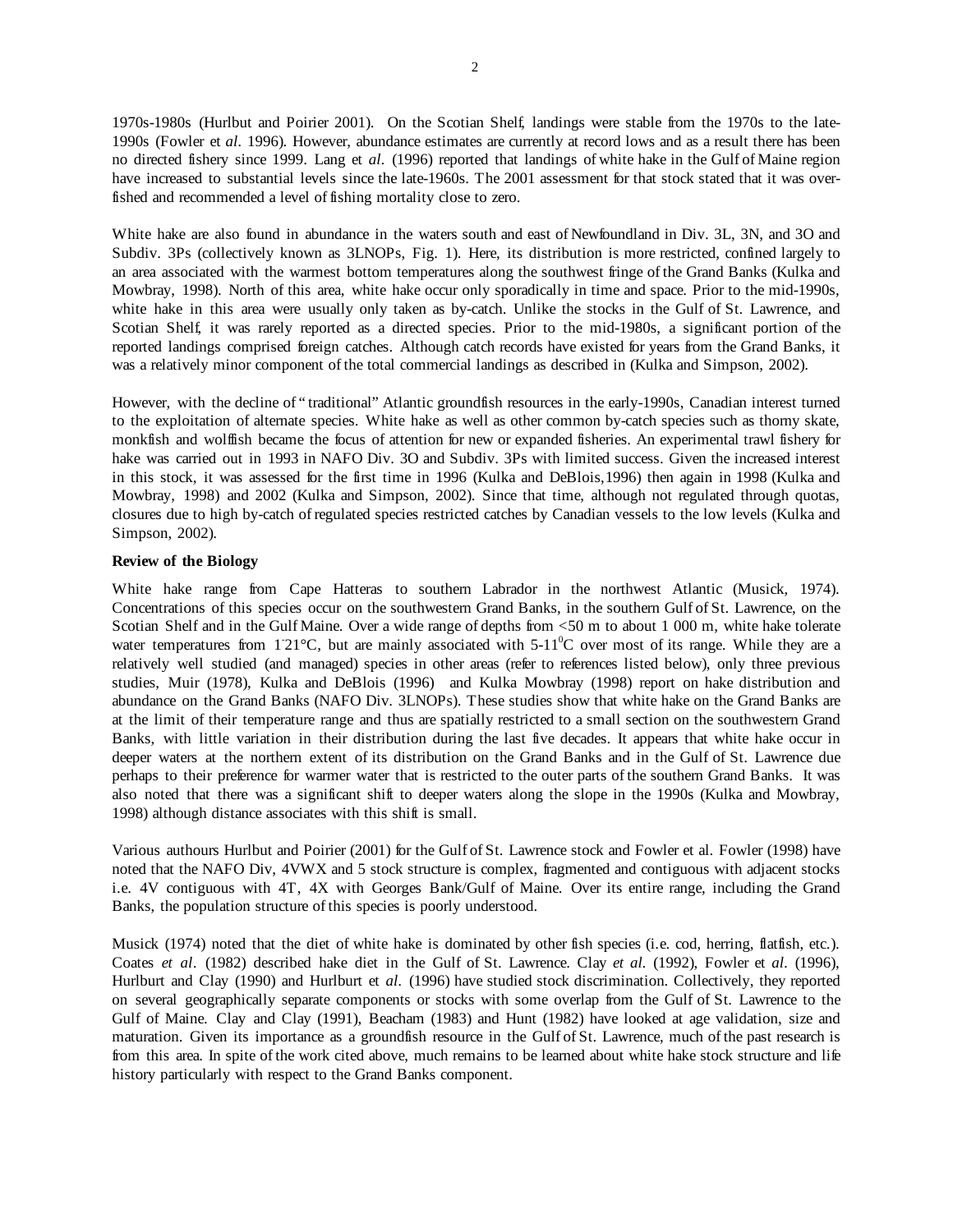1970s-1980s (Hurlbut and Poirier 2001). On the Scotian Shelf, landings were stable from the 1970s to the late-1990s (Fowler et *al*. 1996). However, abundance estimates are currently at record lows and as a result there has been no directed fishery since 1999. Lang et *al*. (1996) reported that landings of white hake in the Gulf of Maine region have increased to substantial levels since the late-1960s. The 2001 assessment for that stock stated that it was over-fished and recommended a level of fishing mortality close to zero.

White hake are also found in abundance in the waters south and east of Newfoundland in Div. 3L, 3N, and 3O and Subdiv. 3Ps (collectively known as 3LNOPs, Fig. 1). Here, its distribution is more restricted, confined largely to an area associated with the warmest bottom temperatures along the southwest fringe of the Grand Banks (Kulka and Mowbray, 1998). North of this area, white hake occur only sporadically in time and space. Prior to the mid-1990s, white hake in this area were usually only taken as by-catch. Unlike the stocks in the Gulf of St. Lawrence, and Scotian Shelf, it was rarely reported as a directed species. Prior to the mid-1980s, a significant portion of the reported landings comprised foreign catches. Although catch records have existed for years from the Grand Banks, it was a relatively minor component of the total commercial landings as described in (Kulka and Simpson, 2002).

However, with the decline of "traditional" Atlantic groundfish resources in the early-1990s, Canadian interest turned to the exploitation of alternate species. White hake as well as other common by-catch species such as thorny skate, monkfish and wolffish became the focus of attention for new or expanded fisheries. An experimental trawl fishery for hake was carried out in 1993 in NAFO Div. 3O and Subdiv. 3Ps with limited success. Given the increased interest in this stock, it was assessed for the first time in 1996 (Kulka and DeBlois,1996) then again in 1998 (Kulka and Mowbray, 1998) and 2002 (Kulka and Simpson, 2002). Since that time, although not regulated through quotas, closures due to high by-catch of regulated species restricted catches by Canadian vessels to the low levels (Kulka and Simpson, 2002).

**Review of the Biology**

White hake range from Cape Hatteras to southern Labrador in the northwest Atlantic (Musick, 1974). Concentrations of this species occur on the southwestern Grand Banks, in the southern Gulf of St. Lawrence, on the Scotian Shelf and in the Gulf Maine. Over a wide range of depths from <50 m to about 1 000 m, white hake tolerate water temperatures from 1-21°C, but are mainly associated with 5-11$^0$C over most of its range. While they are a relatively well studied (and managed) species in other areas (refer to references listed below), only three previous studies, Muir (1978), Kulka and DeBlois (1996) and Kulka Mowbray (1998) report on hake distribution and abundance on the Grand Banks (NAFO Div. 3LNOPs). These studies show that white hake on the Grand Banks are at the limit of their temperature range and thus are spatially restricted to a small section on the southwestern Grand Banks, with little variation in their distribution during the last five decades. It appears that white hake occur in deeper waters at the northern extent of its distribution on the Grand Banks and in the Gulf of St. Lawrence due perhaps to their preference for warmer water that is restricted to the outer parts of the southern Grand Banks. It was also noted that there was a significant shift to deeper waters along the slope in the 1990s (Kulka and Mowbray, 1998) although distance associates with this shift is small.

Various authours Hurlbut and Poirier (2001) for the Gulf of St. Lawrence stock and Fowler et al. Fowler (1998) have noted that the NAFO Div, 4VWX and 5 stock structure is complex, fragmented and contiguous with adjacent stocks i.e. 4V contiguous with 4T, 4X with Georges Bank/Gulf of Maine. Over its entire range, including the Grand Banks, the population structure of this species is poorly understood.

Musick (1974) noted that the diet of white hake is dominated by other fish species (i.e. cod, herring, flatfish, etc.). Coates *et al*. (1982) described hake diet in the Gulf of St. Lawrence. Clay *et al*. (1992), Fowler et *al*. (1996), Hurlburt and Clay (1990) and Hurlburt et *al*. (1996) have studied stock discrimination. Collectively, they reported on several geographically separate components or stocks with some overlap from the Gulf of St. Lawrence to the Gulf of Maine. Clay and Clay (1991), Beacham (1983) and Hunt (1982) have looked at age validation, size and maturation. Given its importance as a groundfish resource in the Gulf of St. Lawrence, much of the past research is from this area. In spite of the work cited above, much remains to be learned about white hake stock structure and life history particularly with respect to the Grand Banks component.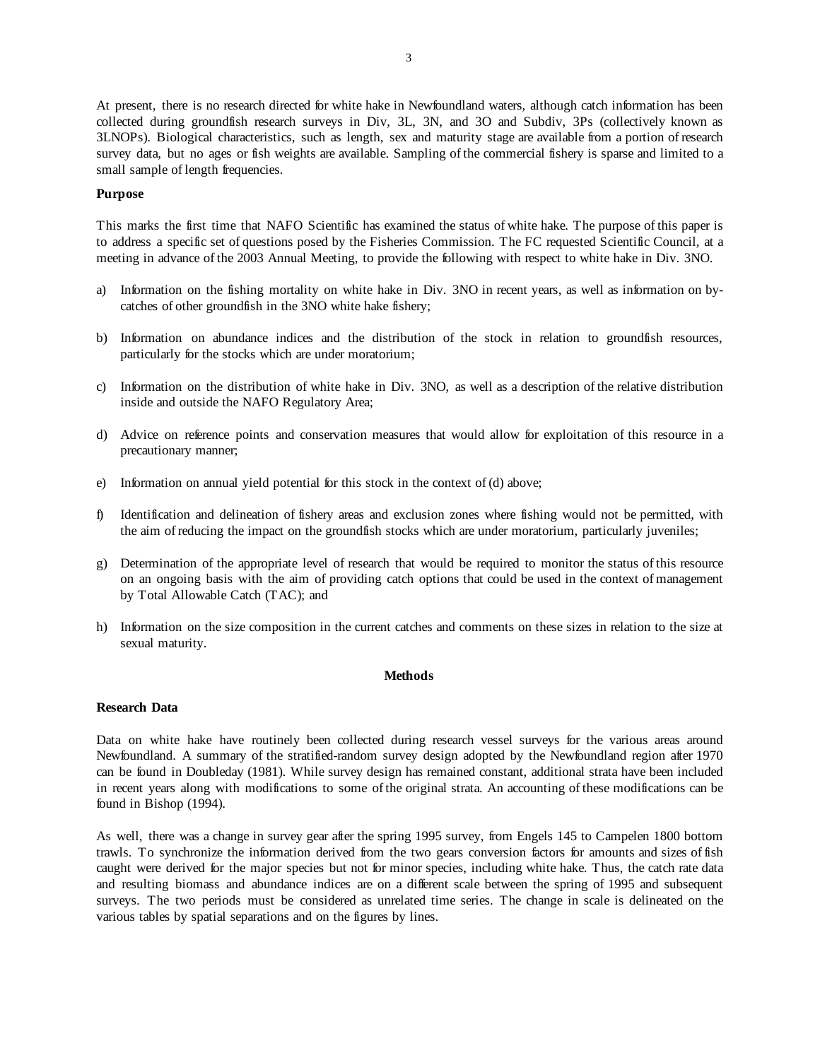At present, there is no research directed for white hake in Newfoundland waters, although catch information has been collected during groundfish research surveys in Div, 3L, 3N, and 3O and Subdiv, 3Ps (collectively known as 3LNOPs). Biological characteristics, such as length, sex and maturity stage are available from a portion of research survey data, but no ages or fish weights are available. Sampling of the commercial fishery is sparse and limited to a small sample of length frequencies.

**Purpose**

This marks the first time that NAFO Scientific has examined the status of white hake. The purpose of this paper is to address a specific set of questions posed by the Fisheries Commission. The FC requested Scientific Council, at a meeting in advance of the 2003 Annual Meeting, to provide the following with respect to white hake in Div. 3NO.

a) Information on the fishing mortality on white hake in Div. 3NO in recent years, as well as information on by-catches of other groundfish in the 3NO white hake fishery;

b) Information on abundance indices and the distribution of the stock in relation to groundfish resources, particularly for the stocks which are under moratorium;

c) Information on the distribution of white hake in Div. 3NO, as well as a description of the relative distribution inside and outside the NAFO Regulatory Area;

d) Advice on reference points and conservation measures that would allow for exploitation of this resource in a precautionary manner;

e) Information on annual yield potential for this stock in the context of (d) above;

f) Identification and delineation of fishery areas and exclusion zones where fishing would not be permitted, with the aim of reducing the impact on the groundfish stocks which are under moratorium, particularly juveniles;

g) Determination of the appropriate level of research that would be required to monitor the status of this resource on an ongoing basis with the aim of providing catch options that could be used in the context of management by Total Allowable Catch (TAC); and

h) Information on the size composition in the current catches and comments on these sizes in relation to the size at sexual maturity.

## Methods

**Research Data**

Data on white hake have routinely been collected during research vessel surveys for the various areas around Newfoundland. A summary of the stratified-random survey design adopted by the Newfoundland region after 1970 can be found in Doubleday (1981). While survey design has remained constant, additional strata have been included in recent years along with modifications to some of the original strata. An accounting of these modifications can be found in Bishop (1994).

As well, there was a change in survey gear after the spring 1995 survey, from Engels 145 to Campelen 1800 bottom trawls. To synchronize the information derived from the two gears conversion factors for amounts and sizes of fish caught were derived for the major species but not for minor species, including white hake. Thus, the catch rate data and resulting biomass and abundance indices are on a different scale between the spring of 1995 and subsequent surveys. The two periods must be considered as unrelated time series. The change in scale is delineated on the various tables by spatial separations and on the figures by lines.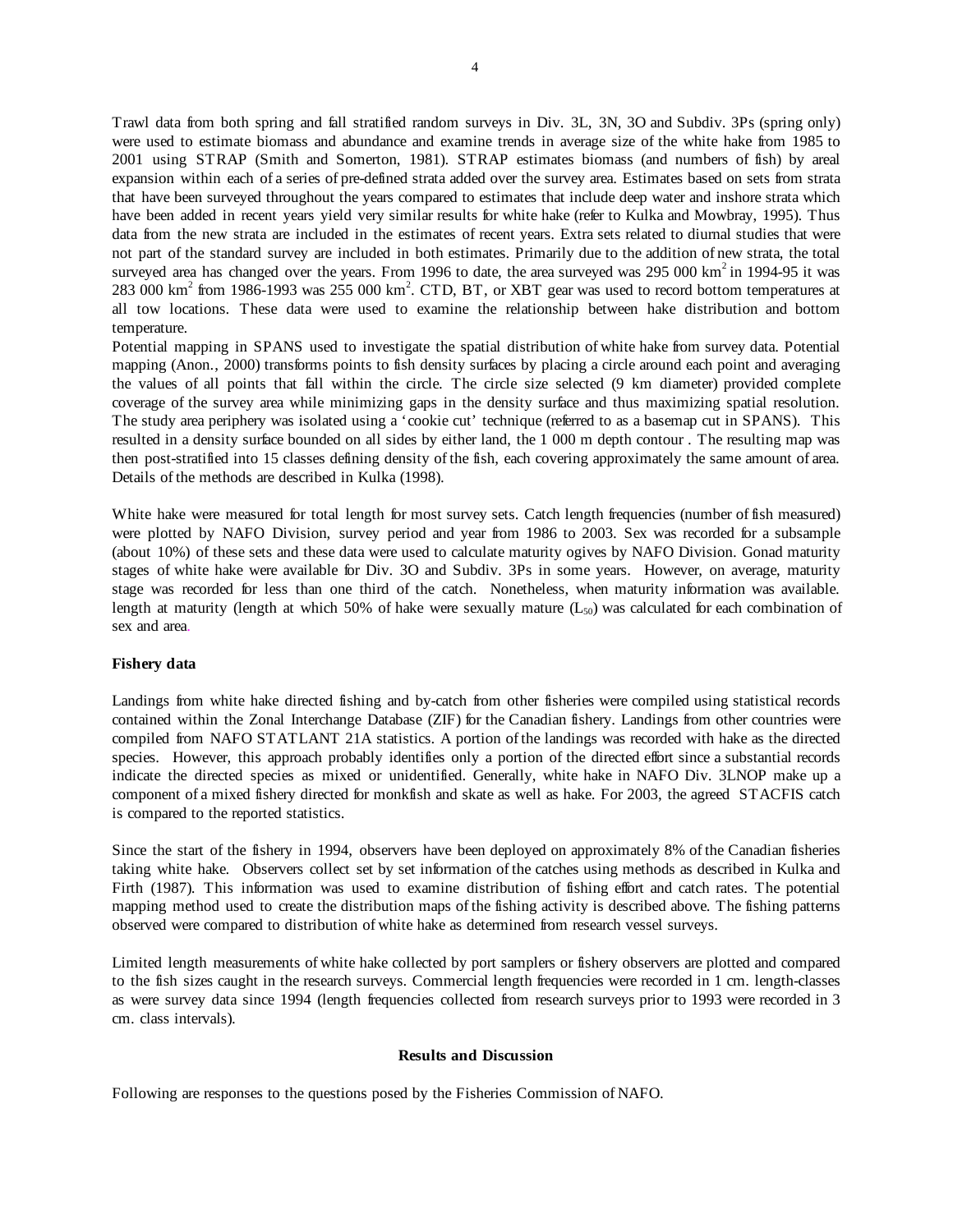Trawl data from both spring and fall stratified random surveys in Div. 3L, 3N, 3O and Subdiv. 3Ps (spring only) were used to estimate biomass and abundance and examine trends in average size of the white hake from 1985 to 2001 using STRAP (Smith and Somerton, 1981). STRAP estimates biomass (and numbers of fish) by areal expansion within each of a series of pre-defined strata added over the survey area. Estimates based on sets from strata that have been surveyed throughout the years compared to estimates that include deep water and inshore strata which have been added in recent years yield very similar results for white hake (refer to Kulka and Mowbray, 1995). Thus data from the new strata are included in the estimates of recent years. Extra sets related to diurnal studies that were not part of the standard survey are included in both estimates. Primarily due to the addition of new strata, the total surveyed area has changed over the years. From 1996 to date, the area surveyed was 295 000 km$^2$ in 1994-95 it was 283 000 km$^2$ from 1986-1993 was 255 000 km$^2$. CTD, BT, or XBT gear was used to record bottom temperatures at all tow locations. These data were used to examine the relationship between hake distribution and bottom temperature.
Potential mapping in SPANS used to investigate the spatial distribution of white hake from survey data. Potential mapping (Anon., 2000) transforms points to fish density surfaces by placing a circle around each point and averaging the values of all points that fall within the circle. The circle size selected (9 km diameter) provided complete coverage of the survey area while minimizing gaps in the density surface and thus maximizing spatial resolution. The study area periphery was isolated using a 'cookie cut' technique (referred to as a basemap cut in SPANS). This resulted in a density surface bounded on all sides by either land, the 1 000 m depth contour . The resulting map was then post-stratified into 15 classes defining density of the fish, each covering approximately the same amount of area. Details of the methods are described in Kulka (1998).

White hake were measured for total length for most survey sets. Catch length frequencies (number of fish measured) were plotted by NAFO Division, survey period and year from 1986 to 2003. Sex was recorded for a subsample (about 10%) of these sets and these data were used to calculate maturity ogives by NAFO Division. Gonad maturity stages of white hake were available for Div. 3O and Subdiv. 3Ps in some years. However, on average, maturity stage was recorded for less than one third of the catch. Nonetheless, when maturity information was available. length at maturity (length at which 50% of hake were sexually mature ($L_{50}$) was calculated for each combination of sex and area.

**Fishery data**

Landings from white hake directed fishing and by-catch from other fisheries were compiled using statistical records contained within the Zonal Interchange Database (ZIF) for the Canadian fishery. Landings from other countries were compiled from NAFO STATLANT 21A statistics. A portion of the landings was recorded with hake as the directed species. However, this approach probably identifies only a portion of the directed effort since a substantial records indicate the directed species as mixed or unidentified. Generally, white hake in NAFO Div. 3LNOP make up a component of a mixed fishery directed for monkfish and skate as well as hake. For 2003, the agreed STACFIS catch is compared to the reported statistics.

Since the start of the fishery in 1994, observers have been deployed on approximately 8% of the Canadian fisheries taking white hake. Observers collect set by set information of the catches using methods as described in Kulka and Firth (1987). This information was used to examine distribution of fishing effort and catch rates. The potential mapping method used to create the distribution maps of the fishing activity is described above. The fishing patterns observed were compared to distribution of white hake as determined from research vessel surveys.

Limited length measurements of white hake collected by port samplers or fishery observers are plotted and compared to the fish sizes caught in the research surveys. Commercial length frequencies were recorded in 1 cm. length-classes as were survey data since 1994 (length frequencies collected from research surveys prior to 1993 were recorded in 3 cm. class intervals).

**Results and Discussion**

Following are responses to the questions posed by the Fisheries Commission of NAFO.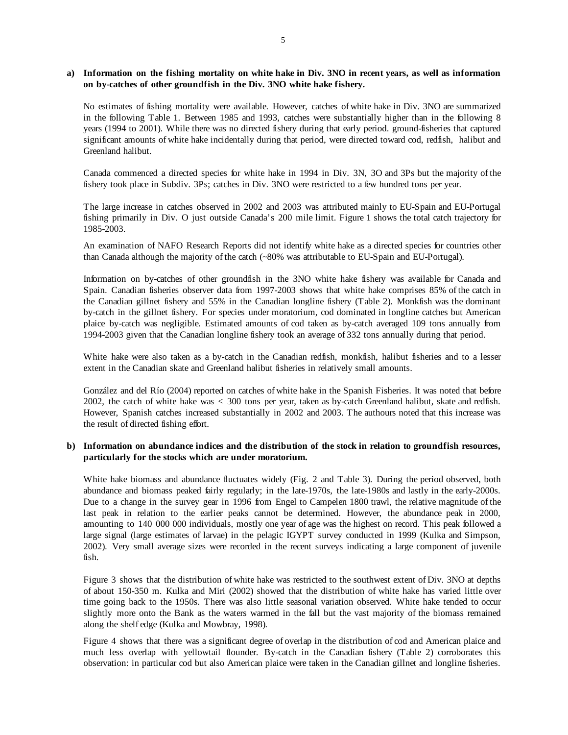**a) Information on the fishing mortality on white hake in Div. 3NO in recent years, as well as information on by-catches of other groundfish in the Div. 3NO white hake fishery.**

No estimates of fishing mortality were available. However, catches of white hake in Div. 3NO are summarized in the following Table 1. Between 1985 and 1993, catches were substantially higher than in the following 8 years (1994 to 2001). While there was no directed fishery during that early period. ground-fisheries that captured significant amounts of white hake incidentally during that period, were directed toward cod, redfish, halibut and Greenland halibut.

Canada commenced a directed species for white hake in 1994 in Div. 3N, 3O and 3Ps but the majority of the fishery took place in Subdiv. 3Ps; catches in Div. 3NO were restricted to a few hundred tons per year.

The large increase in catches observed in 2002 and 2003 was attributed mainly to EU-Spain and EU-Portugal fishing primarily in Div. O just outside Canada's 200 mile limit. Figure 1 shows the total catch trajectory for 1985-2003.

An examination of NAFO Research Reports did not identify white hake as a directed species for countries other than Canada although the majority of the catch (~80% was attributable to EU-Spain and EU-Portugal).

Information on by-catches of other groundfish in the 3NO white hake fishery was available for Canada and Spain. Canadian fisheries observer data from 1997-2003 shows that white hake comprises 85% of the catch in the Canadian gillnet fishery and 55% in the Canadian longline fishery (Table 2). Monkfish was the dominant by-catch in the gillnet fishery. For species under moratorium, cod dominated in longline catches but American plaice by-catch was negligible. Estimated amounts of cod taken as by-catch averaged 109 tons annually from 1994-2003 given that the Canadian longline fishery took an average of 332 tons annually during that period.

White hake were also taken as a by-catch in the Canadian redfish, monkfish, halibut fisheries and to a lesser extent in the Canadian skate and Greenland halibut fisheries in relatively small amounts.

González and del Río (2004) reported on catches of white hake in the Spanish Fisheries. It was noted that before 2002, the catch of white hake was < 300 tons per year, taken as by-catch Greenland halibut, skate and redfish. However, Spanish catches increased substantially in 2002 and 2003. The authours noted that this increase was the result of directed fishing effort.

**b) Information on abundance indices and the distribution of the stock in relation to groundfish resources, particularly for the stocks which are under moratorium.**

White hake biomass and abundance fluctuates widely (Fig. 2 and Table 3). During the period observed, both abundance and biomass peaked fairly regularly; in the late-1970s, the late-1980s and lastly in the early-2000s. Due to a change in the survey gear in 1996 from Engel to Campelen 1800 trawl, the relative magnitude of the last peak in relation to the earlier peaks cannot be determined. However, the abundance peak in 2000, amounting to 140 000 000 individuals, mostly one year of age was the highest on record. This peak followed a large signal (large estimates of larvae) in the pelagic IGYPT survey conducted in 1999 (Kulka and Simpson, 2002). Very small average sizes were recorded in the recent surveys indicating a large component of juvenile fish.

Figure 3 shows that the distribution of white hake was restricted to the southwest extent of Div. 3NO at depths of about 150-350 m. Kulka and Miri (2002) showed that the distribution of white hake has varied little over time going back to the 1950s. There was also little seasonal variation observed. White hake tended to occur slightly more onto the Bank as the waters warmed in the fall but the vast majority of the biomass remained along the shelf edge (Kulka and Mowbray, 1998).

Figure 4 shows that there was a significant degree of overlap in the distribution of cod and American plaice and much less overlap with yellowtail flounder. By-catch in the Canadian fishery (Table 2) corroborates this observation: in particular cod but also American plaice were taken in the Canadian gillnet and longline fisheries.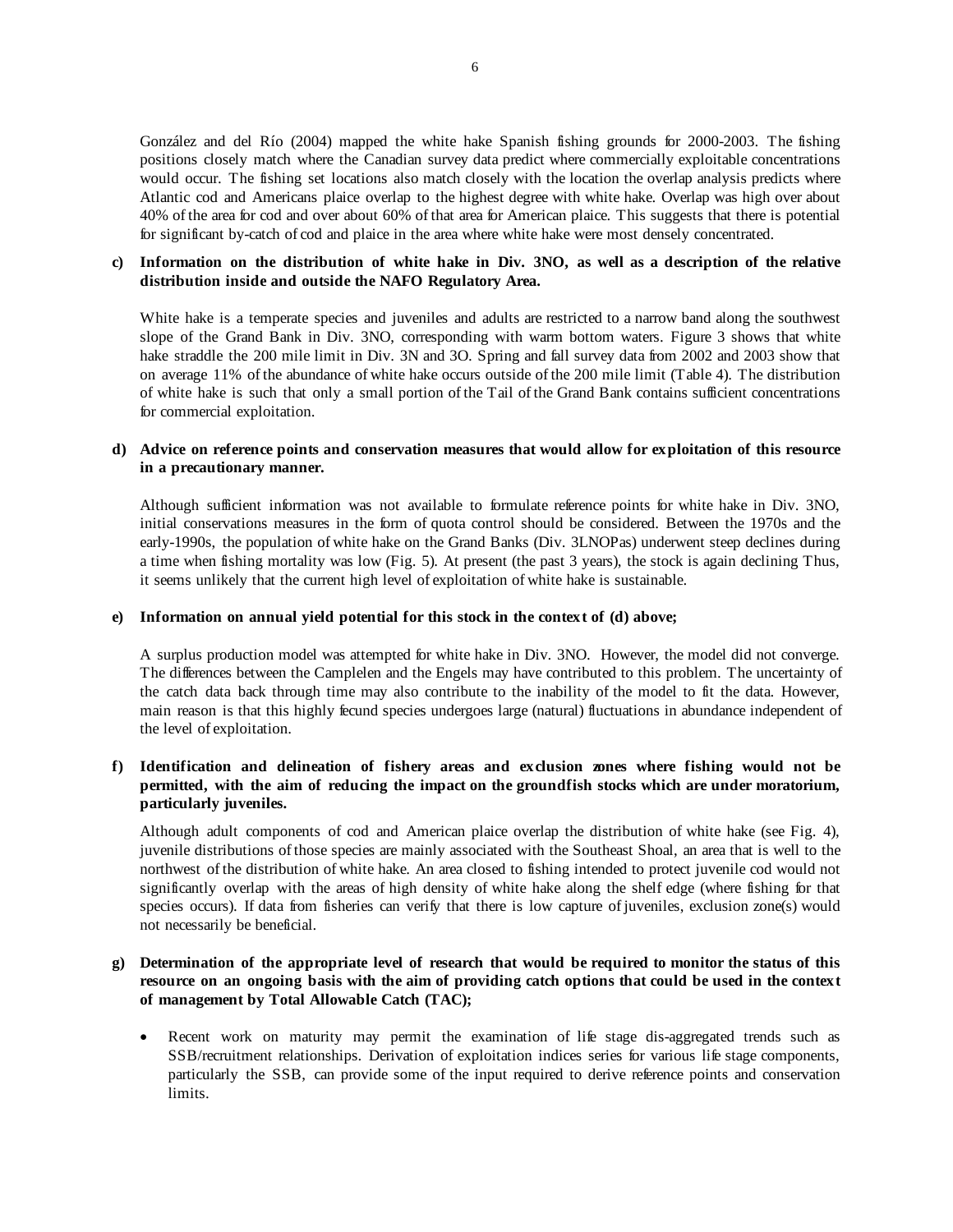González and del Río (2004) mapped the white hake Spanish fishing grounds for 2000-2003. The fishing positions closely match where the Canadian survey data predict where commercially exploitable concentrations would occur. The fishing set locations also match closely with the location the overlap analysis predicts where Atlantic cod and Americans plaice overlap to the highest degree with white hake. Overlap was high over about 40% of the area for cod and over about 60% of that area for American plaice. This suggests that there is potential for significant by-catch of cod and plaice in the area where white hake were most densely concentrated.

**c) Information on the distribution of white hake in Div. 3NO, as well as a description of the relative distribution inside and outside the NAFO Regulatory Area.**

White hake is a temperate species and juveniles and adults are restricted to a narrow band along the southwest slope of the Grand Bank in Div. 3NO, corresponding with warm bottom waters. Figure 3 shows that white hake straddle the 200 mile limit in Div. 3N and 3O. Spring and fall survey data from 2002 and 2003 show that on average 11% of the abundance of white hake occurs outside of the 200 mile limit (Table 4). The distribution of white hake is such that only a small portion of the Tail of the Grand Bank contains sufficient concentrations for commercial exploitation.

**d) Advice on reference points and conservation measures that would allow for exploitation of this resource in a precautionary manner.**

Although sufficient information was not available to formulate reference points for white hake in Div. 3NO, initial conservations measures in the form of quota control should be considered. Between the 1970s and the early-1990s, the population of white hake on the Grand Banks (Div. 3LNOPas) underwent steep declines during a time when fishing mortality was low (Fig. 5). At present (the past 3 years), the stock is again declining Thus, it seems unlikely that the current high level of exploitation of white hake is sustainable.

**e) Information on annual yield potential for this stock in the context of (d) above;**

A surplus production model was attempted for white hake in Div. 3NO. However, the model did not converge. The differences between the Camplelen and the Engels may have contributed to this problem. The uncertainty of the catch data back through time may also contribute to the inability of the model to fit the data. However, main reason is that this highly fecund species undergoes large (natural) fluctuations in abundance independent of the level of exploitation.

**f) Identification and delineation of fishery areas and exclusion zones where fishing would not be permitted, with the aim of reducing the impact on the groundfish stocks which are under moratorium, particularly juveniles.**

Although adult components of cod and American plaice overlap the distribution of white hake (see Fig. 4), juvenile distributions of those species are mainly associated with the Southeast Shoal, an area that is well to the northwest of the distribution of white hake. An area closed to fishing intended to protect juvenile cod would not significantly overlap with the areas of high density of white hake along the shelf edge (where fishing for that species occurs). If data from fisheries can verify that there is low capture of juveniles, exclusion zone(s) would not necessarily be beneficial.

**g) Determination of the appropriate level of research that would be required to monitor the status of this resource on an ongoing basis with the aim of providing catch options that could be used in the context of management by Total Allowable Catch (TAC);**

- Recent work on maturity may permit the examination of life stage dis-aggregated trends such as SSB/recruitment relationships. Derivation of exploitation indices series for various life stage components, particularly the SSB, can provide some of the input required to derive reference points and conservation limits.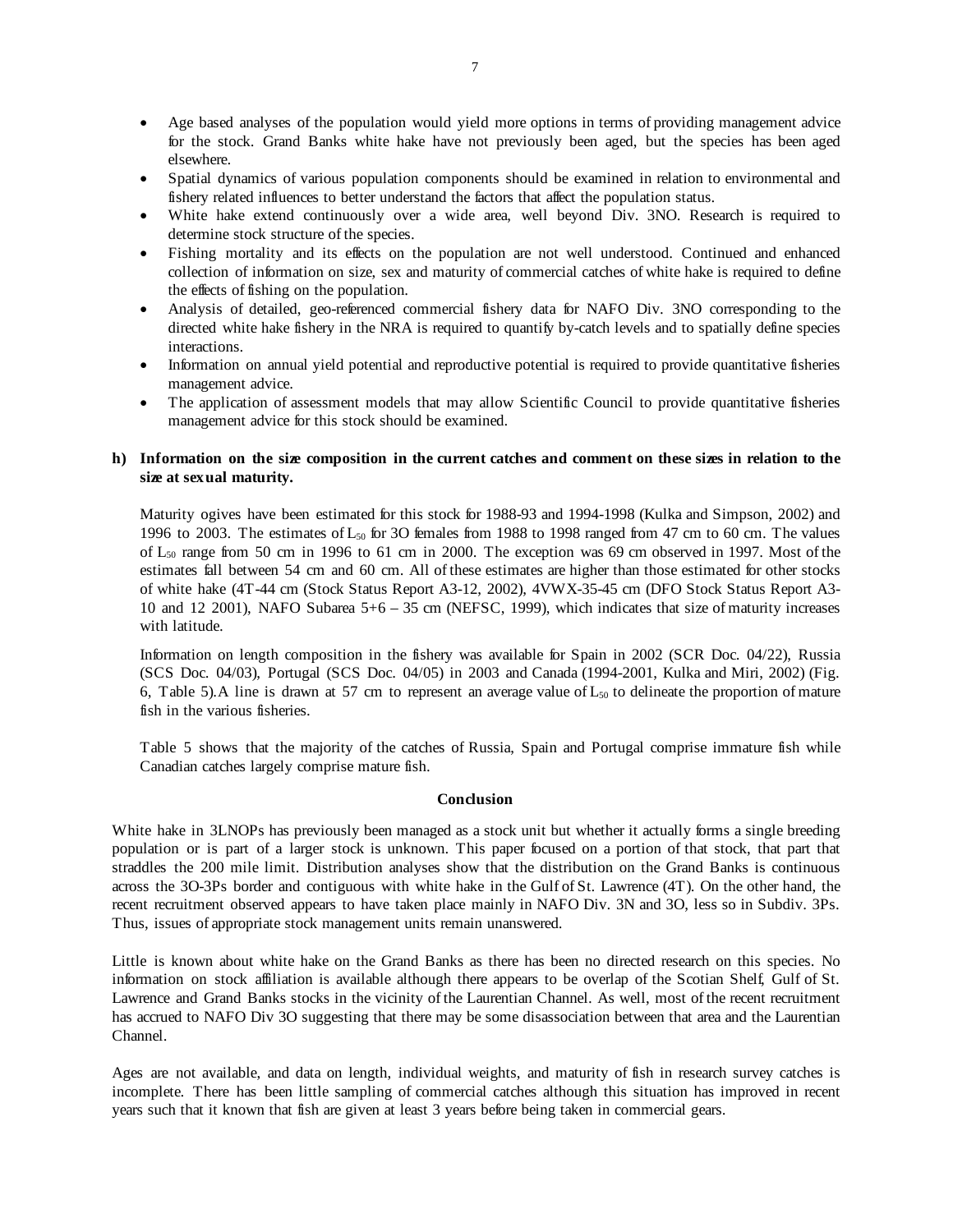- Age based analyses of the population would yield more options in terms of providing management advice for the stock. Grand Banks white hake have not previously been aged, but the species has been aged elsewhere.
- Spatial dynamics of various population components should be examined in relation to environmental and fishery related influences to better understand the factors that affect the population status.
- White hake extend continuously over a wide area, well beyond Div. 3NO. Research is required to determine stock structure of the species.
- Fishing mortality and its effects on the population are not well understood. Continued and enhanced collection of information on size, sex and maturity of commercial catches of white hake is required to define the effects of fishing on the population.
- Analysis of detailed, geo-referenced commercial fishery data for NAFO Div. 3NO corresponding to the directed white hake fishery in the NRA is required to quantify by-catch levels and to spatially define species interactions.
- Information on annual yield potential and reproductive potential is required to provide quantitative fisheries management advice.
- The application of assessment models that may allow Scientific Council to provide quantitative fisheries management advice for this stock should be examined.

**h) Information on the size composition in the current catches and comment on these sizes in relation to the size at sexual maturity.**

Maturity ogives have been estimated for this stock for 1988-93 and 1994-1998 (Kulka and Simpson, 2002) and 1996 to 2003. The estimates of $L_{50}$ for 3O females from 1988 to 1998 ranged from 47 cm to 60 cm. The values of $L_{50}$ range from 50 cm in 1996 to 61 cm in 2000. The exception was 69 cm observed in 1997. Most of the estimates fall between 54 cm and 60 cm. All of these estimates are higher than those estimated for other stocks of white hake (4T-44 cm (Stock Status Report A3-12, 2002), 4VWX-35-45 cm (DFO Stock Status Report A3-10 and 12 2001), NAFO Subarea 5+6 – 35 cm (NEFSC, 1999), which indicates that size of maturity increases with latitude.

Information on length composition in the fishery was available for Spain in 2002 (SCR Doc. 04/22), Russia (SCS Doc. 04/03), Portugal (SCS Doc. 04/05) in 2003 and Canada (1994-2001, Kulka and Miri, 2002) (Fig. 6, Table 5).A line is drawn at 57 cm to represent an average value of $L_{50}$ to delineate the proportion of mature fish in the various fisheries.

Table 5 shows that the majority of the catches of Russia, Spain and Portugal comprise immature fish while Canadian catches largely comprise mature fish.

### Conclusion

White hake in 3LNOPs has previously been managed as a stock unit but whether it actually forms a single breeding population or is part of a larger stock is unknown. This paper focused on a portion of that stock, that part that straddles the 200 mile limit. Distribution analyses show that the distribution on the Grand Banks is continuous across the 3O-3Ps border and contiguous with white hake in the Gulf of St. Lawrence (4T). On the other hand, the recent recruitment observed appears to have taken place mainly in NAFO Div. 3N and 3O, less so in Subdiv. 3Ps. Thus, issues of appropriate stock management units remain unanswered.

Little is known about white hake on the Grand Banks as there has been no directed research on this species. No information on stock affiliation is available although there appears to be overlap of the Scotian Shelf, Gulf of St. Lawrence and Grand Banks stocks in the vicinity of the Laurentian Channel. As well, most of the recent recruitment has accrued to NAFO Div 3O suggesting that there may be some disassociation between that area and the Laurentian Channel.

Ages are not available, and data on length, individual weights, and maturity of fish in research survey catches is incomplete. There has been little sampling of commercial catches although this situation has improved in recent years such that it known that fish are given at least 3 years before being taken in commercial gears.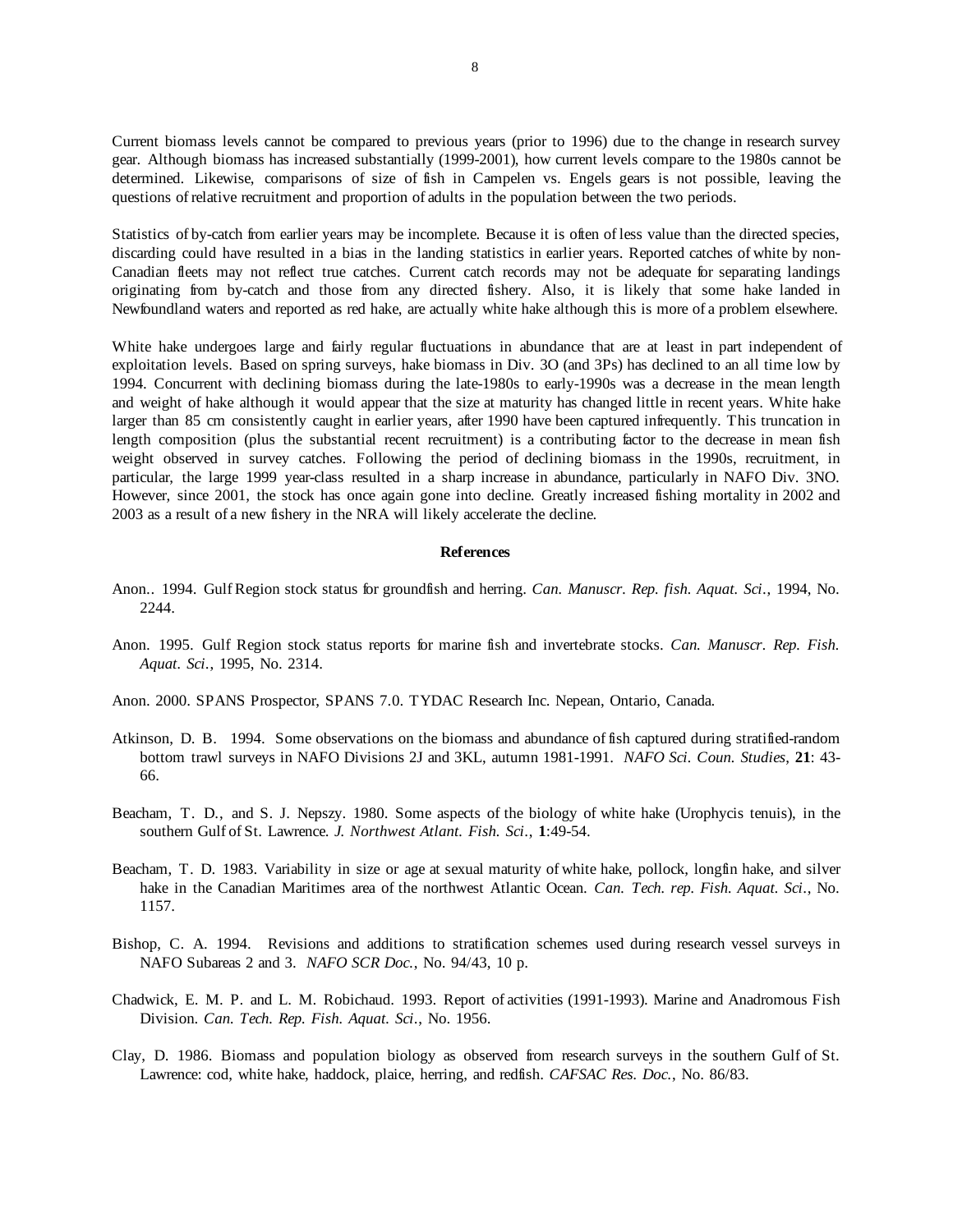Current biomass levels cannot be compared to previous years (prior to 1996) due to the change in research survey gear. Although biomass has increased substantially (1999-2001), how current levels compare to the 1980s cannot be determined. Likewise, comparisons of size of fish in Campelen vs. Engels gears is not possible, leaving the questions of relative recruitment and proportion of adults in the population between the two periods.

Statistics of by-catch from earlier years may be incomplete. Because it is often of less value than the directed species, discarding could have resulted in a bias in the landing statistics in earlier years. Reported catches of white by non-Canadian fleets may not reflect true catches. Current catch records may not be adequate for separating landings originating from by-catch and those from any directed fishery. Also, it is likely that some hake landed in Newfoundland waters and reported as red hake, are actually white hake although this is more of a problem elsewhere.

White hake undergoes large and fairly regular fluctuations in abundance that are at least in part independent of exploitation levels. Based on spring surveys, hake biomass in Div. 3O (and 3Ps) has declined to an all time low by 1994. Concurrent with declining biomass during the late-1980s to early-1990s was a decrease in the mean length and weight of hake although it would appear that the size at maturity has changed little in recent years. White hake larger than 85 cm consistently caught in earlier years, after 1990 have been captured infrequently. This truncation in length composition (plus the substantial recent recruitment) is a contributing factor to the decrease in mean fish weight observed in survey catches. Following the period of declining biomass in the 1990s, recruitment, in particular, the large 1999 year-class resulted in a sharp increase in abundance, particularly in NAFO Div. 3NO. However, since 2001, the stock has once again gone into decline. Greatly increased fishing mortality in 2002 and 2003 as a result of a new fishery in the NRA will likely accelerate the decline.

## References

Anon.. 1994. Gulf Region stock status for groundfish and herring. *Can. Manuscr. Rep. fish. Aquat. Sci.*, 1994, No. 2244.

Anon. 1995. Gulf Region stock status reports for marine fish and invertebrate stocks. *Can. Manuscr. Rep. Fish. Aquat. Sci.*, 1995, No. 2314.

Anon. 2000. SPANS Prospector, SPANS 7.0. TYDAC Research Inc. Nepean, Ontario, Canada.

Atkinson, D. B. 1994. Some observations on the biomass and abundance of fish captured during stratified-random bottom trawl surveys in NAFO Divisions 2J and 3KL, autumn 1981-1991. *NAFO Sci. Coun. Studies*, **21**: 43-66.

Beacham, T. D., and S. J. Nepszy. 1980. Some aspects of the biology of white hake (Urophycis tenuis), in the southern Gulf of St. Lawrence. *J. Northwest Atlant. Fish. Sci.*, **1**:49-54.

Beacham, T. D. 1983. Variability in size or age at sexual maturity of white hake, pollock, longfin hake, and silver hake in the Canadian Maritimes area of the northwest Atlantic Ocean. *Can. Tech. rep. Fish. Aquat. Sci.*, No. 1157.

Bishop, C. A. 1994. Revisions and additions to stratification schemes used during research vessel surveys in NAFO Subareas 2 and 3. *NAFO SCR Doc.*, No. 94/43, 10 p.

Chadwick, E. M. P. and L. M. Robichaud. 1993. Report of activities (1991-1993). Marine and Anadromous Fish Division. *Can. Tech. Rep. Fish. Aquat. Sci.*, No. 1956.

Clay, D. 1986. Biomass and population biology as observed from research surveys in the southern Gulf of St. Lawrence: cod, white hake, haddock, plaice, herring, and redfish. *CAFSAC Res. Doc.*, No. 86/83.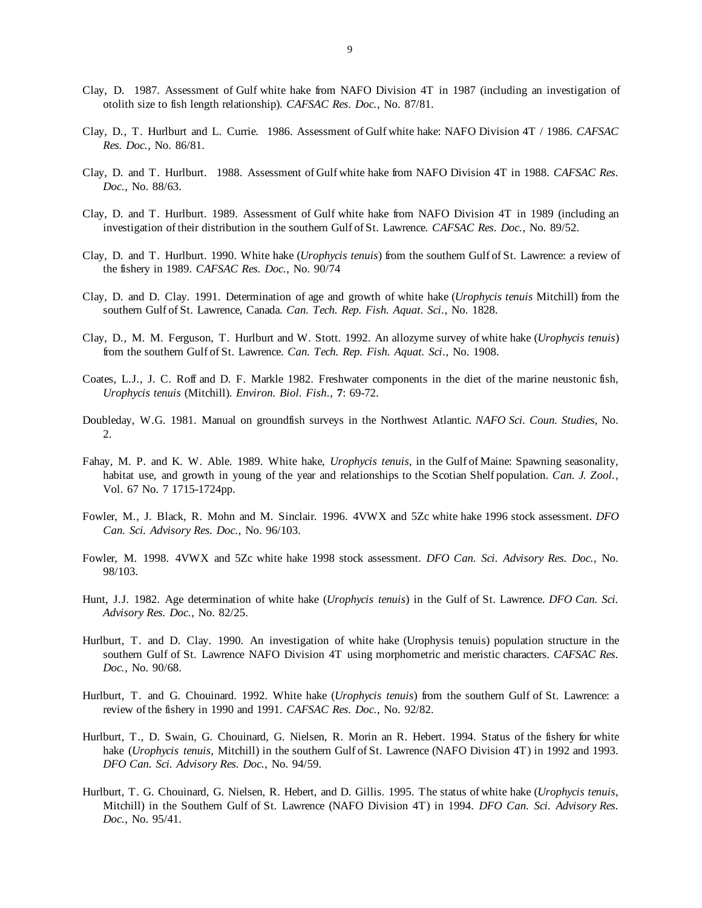Clay, D. 1987. Assessment of Gulf white hake from NAFO Division 4T in 1987 (including an investigation of otolith size to fish length relationship). *CAFSAC Res. Doc.*, No. 87/81.

Clay, D., T. Hurlburt and L. Currie. 1986. Assessment of Gulf white hake: NAFO Division 4T / 1986. *CAFSAC Res. Doc.*, No. 86/81.

Clay, D. and T. Hurlburt. 1988. Assessment of Gulf white hake from NAFO Division 4T in 1988. *CAFSAC Res. Doc.*, No. 88/63.

Clay, D. and T. Hurlburt. 1989. Assessment of Gulf white hake from NAFO Division 4T in 1989 (including an investigation of their distribution in the southern Gulf of St. Lawrence. *CAFSAC Res. Doc.*, No. 89/52.

Clay, D. and T. Hurlburt. 1990. White hake (*Urophycis tenuis*) from the southern Gulf of St. Lawrence: a review of the fishery in 1989. *CAFSAC Res. Doc.*, No. 90/74

Clay, D. and D. Clay. 1991. Determination of age and growth of white hake (*Urophycis tenuis* Mitchill) from the southern Gulf of St. Lawrence, Canada. *Can. Tech. Rep. Fish. Aquat. Sci.*, No. 1828.

Clay, D., M. M. Ferguson, T. Hurlburt and W. Stott. 1992. An allozyme survey of white hake (*Urophycis tenuis*) from the southern Gulf of St. Lawrence. *Can. Tech. Rep. Fish. Aquat. Sci.*, No. 1908.

Coates, L.J., J. C. Roff and D. F. Markle 1982. Freshwater components in the diet of the marine neustonic fish, *Urophycis tenuis* (Mitchill). *Environ. Biol. Fish.*, **7**: 69-72.

Doubleday, W.G. 1981. Manual on groundfish surveys in the Northwest Atlantic. *NAFO Sci. Coun. Studies*, No. 2.

Fahay, M. P. and K. W. Able. 1989. White hake, *Urophycis tenuis*, in the Gulf of Maine: Spawning seasonality, habitat use, and growth in young of the year and relationships to the Scotian Shelf population. *Can. J. Zool.*, Vol. 67 No. 7 1715-1724pp.

Fowler, M., J. Black, R. Mohn and M. Sinclair. 1996. 4VWX and 5Zc white hake 1996 stock assessment. *DFO Can. Sci. Advisory Res. Doc.*, No. 96/103.

Fowler, M. 1998. 4VWX and 5Zc white hake 1998 stock assessment. *DFO Can. Sci. Advisory Res. Doc.*, No. 98/103.

Hunt, J.J. 1982. Age determination of white hake (*Urophycis tenuis*) in the Gulf of St. Lawrence. *DFO Can. Sci. Advisory Res. Doc.*, No. 82/25.

Hurlburt, T. and D. Clay. 1990. An investigation of white hake (Urophysis tenuis) population structure in the southern Gulf of St. Lawrence NAFO Division 4T using morphometric and meristic characters. *CAFSAC Res. Doc.*, No. 90/68.

Hurlburt, T. and G. Chouinard. 1992. White hake (*Urophycis tenuis*) from the southern Gulf of St. Lawrence: a review of the fishery in 1990 and 1991. *CAFSAC Res. Doc.*, No. 92/82.

Hurlburt, T., D. Swain, G. Chouinard, G. Nielsen, R. Morin an R. Hebert. 1994. Status of the fishery for white hake (*Urophycis tenuis*, Mitchill) in the southern Gulf of St. Lawrence (NAFO Division 4T) in 1992 and 1993. *DFO Can. Sci. Advisory Res. Doc.*, No. 94/59.

Hurlburt, T. G. Chouinard, G. Nielsen, R. Hebert, and D. Gillis. 1995. The status of white hake (*Urophycis tenuis*, Mitchill) in the Southern Gulf of St. Lawrence (NAFO Division 4T) in 1994. *DFO Can. Sci. Advisory Res. Doc.*, No. 95/41.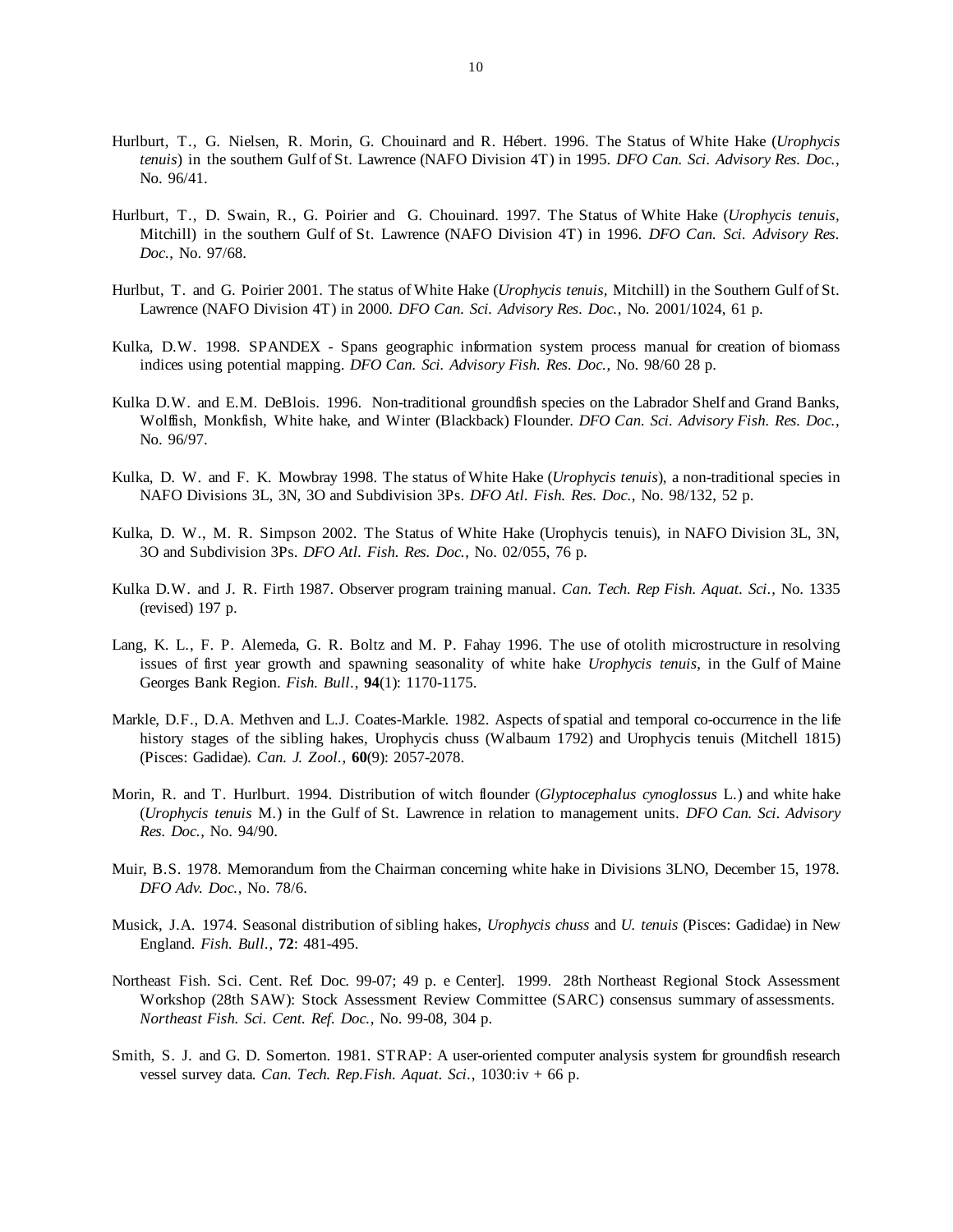Hurlburt, T., G. Nielsen, R. Morin, G. Chouinard and R. Hébert. 1996. The Status of White Hake (*Urophycis tenuis*) in the southern Gulf of St. Lawrence (NAFO Division 4T) in 1995. *DFO Can. Sci. Advisory Res. Doc.*, No. 96/41.

Hurlburt, T., D. Swain, R., G. Poirier and G. Chouinard. 1997. The Status of White Hake (*Urophycis tenuis*, Mitchill) in the southern Gulf of St. Lawrence (NAFO Division 4T) in 1996. *DFO Can. Sci. Advisory Res. Doc.*, No. 97/68.

Hurlbut, T. and G. Poirier 2001. The status of White Hake (*Urophycis tenuis*, Mitchill) in the Southern Gulf of St. Lawrence (NAFO Division 4T) in 2000. *DFO Can. Sci. Advisory Res. Doc.*, No. 2001/1024, 61 p.

Kulka, D.W. 1998. SPANDEX - Spans geographic information system process manual for creation of biomass indices using potential mapping. *DFO Can. Sci. Advisory Fish. Res. Doc.*, No. 98/60 28 p.

Kulka D.W. and E.M. DeBlois. 1996. Non-traditional groundfish species on the Labrador Shelf and Grand Banks, Wolffish, Monkfish, White hake, and Winter (Blackback) Flounder. *DFO Can. Sci. Advisory Fish. Res. Doc.*, No. 96/97.

Kulka, D. W. and F. K. Mowbray 1998. The status of White Hake (*Urophycis tenuis*), a non-traditional species in NAFO Divisions 3L, 3N, 3O and Subdivision 3Ps. *DFO Atl. Fish. Res. Doc.*, No. 98/132, 52 p.

Kulka, D. W., M. R. Simpson 2002. The Status of White Hake (Urophycis tenuis), in NAFO Division 3L, 3N, 3O and Subdivision 3Ps. *DFO Atl. Fish. Res. Doc.*, No. 02/055, 76 p.

Kulka D.W. and J. R. Firth 1987. Observer program training manual. *Can. Tech. Rep Fish. Aquat. Sci.*, No. 1335 (revised) 197 p.

Lang, K. L., F. P. Alemeda, G. R. Boltz and M. P. Fahay 1996. The use of otolith microstructure in resolving issues of first year growth and spawning seasonality of white hake *Urophycis tenuis*, in the Gulf of Maine Georges Bank Region. *Fish. Bull.*, **94**(1): 1170-1175.

Markle, D.F., D.A. Methven and L.J. Coates-Markle. 1982. Aspects of spatial and temporal co-occurrence in the life history stages of the sibling hakes, Urophycis chuss (Walbaum 1792) and Urophycis tenuis (Mitchell 1815) (Pisces: Gadidae). *Can. J. Zool.*, **60**(9): 2057-2078.

Morin, R. and T. Hurlburt. 1994. Distribution of witch flounder (*Glyptocephalus cynoglossus* L.) and white hake (*Urophycis tenuis* M.) in the Gulf of St. Lawrence in relation to management units. *DFO Can. Sci. Advisory Res. Doc.*, No. 94/90.

Muir, B.S. 1978. Memorandum from the Chairman concerning white hake in Divisions 3LNO, December 15, 1978. *DFO Adv. Doc.*, No. 78/6.

Musick, J.A. 1974. Seasonal distribution of sibling hakes, *Urophycis chuss* and *U. tenuis* (Pisces: Gadidae) in New England. *Fish. Bull.*, **72**: 481-495.

Northeast Fish. Sci. Cent. Ref. Doc. 99-07; 49 p. e Center]. 1999. 28th Northeast Regional Stock Assessment Workshop (28th SAW): Stock Assessment Review Committee (SARC) consensus summary of assessments. *Northeast Fish. Sci. Cent. Ref. Doc.*, No. 99-08, 304 p.

Smith, S. J. and G. D. Somerton. 1981. STRAP: A user-oriented computer analysis system for groundfish research vessel survey data. *Can. Tech. Rep.Fish. Aquat. Sci.*, 1030:iv + 66 p.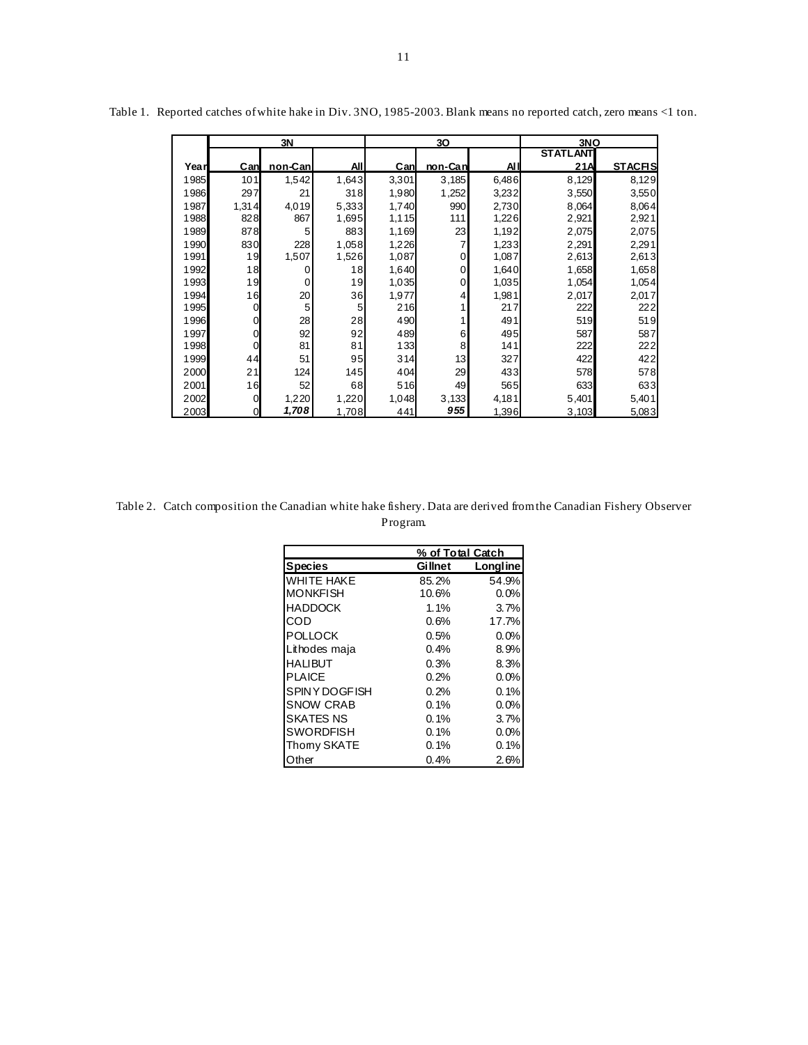Table 1. Reported catches of white hake in Div. 3NO, 1985-2003. Blank means no reported catch, zero means <1 ton.

| | 3N | | | 3O | | | 3NO | |
|---|---|---|---|---|---|---|---|---|
| Year | Can | non-Can | All | Can | non-Can | All | STATLANT 21A | STACFIS |
| 1985 | 101 | 1,542 | 1,643 | 3,301 | 3,185 | 6,486 | 8,129 | 8,129 |
| 1986 | 297 | 21 | 318 | 1,980 | 1,252 | 3,232 | 3,550 | 3,550 |
| 1987 | 1,314 | 4,019 | 5,333 | 1,740 | 990 | 2,730 | 8,064 | 8,064 |
| 1988 | 828 | 867 | 1,695 | 1,115 | 111 | 1,226 | 2,921 | 2,921 |
| 1989 | 878 | 5 | 883 | 1,169 | 23 | 1,192 | 2,075 | 2,075 |
| 1990 | 830 | 228 | 1,058 | 1,226 | 7 | 1,233 | 2,291 | 2,291 |
| 1991 | 19 | 1,507 | 1,526 | 1,087 | 0 | 1,087 | 2,613 | 2,613 |
| 1992 | 18 | 0 | 18 | 1,640 | 0 | 1,640 | 1,658 | 1,658 |
| 1993 | 19 | 0 | 19 | 1,035 | 0 | 1,035 | 1,054 | 1,054 |
| 1994 | 16 | 20 | 36 | 1,977 | 4 | 1,981 | 2,017 | 2,017 |
| 1995 | 0 | 5 | 5 | 216 | 1 | 217 | 222 | 222 |
| 1996 | 0 | 28 | 28 | 490 | 1 | 491 | 519 | 519 |
| 1997 | 0 | 92 | 92 | 489 | 6 | 495 | 587 | 587 |
| 1998 | 0 | 81 | 81 | 133 | 8 | 141 | 222 | 222 |
| 1999 | 44 | 51 | 95 | 314 | 13 | 327 | 422 | 422 |
| 2000 | 21 | 124 | 145 | 404 | 29 | 433 | 578 | 578 |
| 2001 | 16 | 52 | 68 | 516 | 49 | 565 | 633 | 633 |
| 2002 | 0 | 1,220 | 1,220 | 1,048 | 3,133 | 4,181 | 5,401 | 5,401 |
| 2003 | 0 | ***1,708*** | 1,708 | 441 | ***955*** | 1,396 | 3,103 | 5,083 |

Table 2. Catch composition the Canadian white hake fishery. Data are derived from the Canadian Fishery Observer Program.

| | % of Total Catch | |
|---|---|---|
| **Species** | **Gillnet** | **Longline** |
| WHITE HAKE | 85.2% | 54.9% |
| MONKFISH | 10.6% | 0.0% |
| HADDOCK | 1.1% | 3.7% |
| COD | 0.6% | 17.7% |
| POLLOCK | 0.5% | 0.0% |
| Lithodes maja | 0.4% | 8.9% |
| HALIBUT | 0.3% | 8.3% |
| PLAICE | 0.2% | 0.0% |
| SPINY DOGFISH | 0.2% | 0.1% |
| SNOW CRAB | 0.1% | 0.0% |
| SKATES NS | 0.1% | 3.7% |
| SWORDFISH | 0.1% | 0.0% |
| Thorny SKATE | 0.1% | 0.1% |
| Other | 0.4% | 2.6% |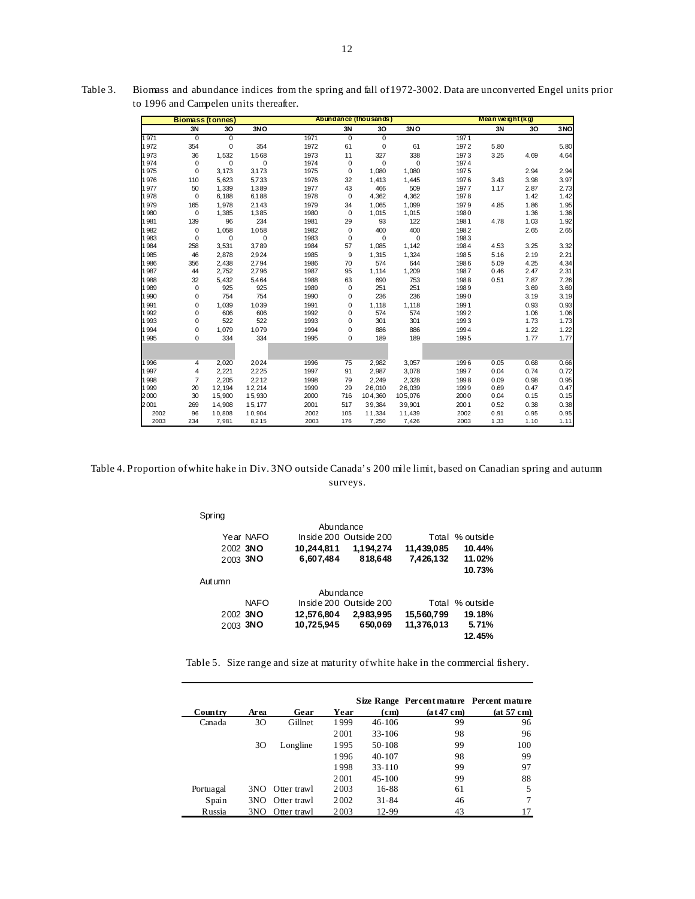Table 3. Biomass and abundance indices from the spring and fall of 1972-3002. Data are unconverted Engel units prior to 1996 and Campelen units thereafter.

| Biomass (tonnes) | | | | Abundance (thousands) | | | | Mean weight (kg) | | | |
|---|---|---|---|---|---|---|---|---|---|---|---|
| | 3N | 3O | 3NO | | 3N | 3O | 3NO | | 3N | 3O | 3NO |
| 1971 | 0 | 0 | | 1971 | 0 | 0 | | 1971 | | | |
| 1972 | 354 | 0 | 354 | 1972 | 61 | 0 | 61 | 1972 | 5.80 | | 5.80 |
| 1973 | 36 | 1,532 | 1,568 | 1973 | 11 | 327 | 338 | 1973 | 3.25 | 4.69 | 4.64 |
| 1974 | 0 | 0 | 0 | 1974 | 0 | 0 | 0 | 1974 | | | |
| 1975 | 0 | 3,173 | 3,173 | 1975 | 0 | 1,080 | 1,080 | 1975 | | 2.94 | 2.94 |
| 1976 | 110 | 5,623 | 5,733 | 1976 | 32 | 1,413 | 1,445 | 1976 | 3.43 | 3.98 | 3.97 |
| 1977 | 50 | 1,339 | 1,389 | 1977 | 43 | 466 | 509 | 1977 | 1.17 | 2.87 | 2.73 |
| 1978 | 0 | 6,188 | 6,188 | 1978 | 0 | 4,362 | 4,362 | 1978 | | 1.42 | 1.42 |
| 1979 | 165 | 1,978 | 2,143 | 1979 | 34 | 1,065 | 1,099 | 1979 | 4.85 | 1.86 | 1.95 |
| 1980 | 0 | 1,385 | 1,385 | 1980 | 0 | 1,015 | 1,015 | 1980 | | 1.36 | 1.36 |
| 1981 | 139 | 96 | 234 | 1981 | 29 | 93 | 122 | 1981 | 4.78 | 1.03 | 1.92 |
| 1982 | 0 | 1,058 | 1,058 | 1982 | 0 | 400 | 400 | 1982 | | 2.65 | 2.65 |
| 1983 | 0 | 0 | 0 | 1983 | 0 | 0 | 0 | 1983 | | | |
| 1984 | 258 | 3,531 | 3,789 | 1984 | 57 | 1,085 | 1,142 | 1984 | 4.53 | 3.25 | 3.32 |
| 1985 | 46 | 2,878 | 2,924 | 1985 | 9 | 1,315 | 1,324 | 1985 | 5.16 | 2.19 | 2.21 |
| 1986 | 356 | 2,438 | 2,794 | 1986 | 70 | 574 | 644 | 1986 | 5.09 | 4.25 | 4.34 |
| 1987 | 44 | 2,752 | 2,796 | 1987 | 95 | 1,114 | 1,209 | 1987 | 0.46 | 2.47 | 2.31 |
| 1988 | 32 | 5,432 | 5,464 | 1988 | 63 | 690 | 753 | 1988 | 0.51 | 7.87 | 7.26 |
| 1989 | 0 | 925 | 925 | 1989 | 0 | 251 | 251 | 1989 | | 3.69 | 3.69 |
| 1990 | 0 | 754 | 754 | 1990 | 0 | 236 | 236 | 1990 | | 3.19 | 3.19 |
| 1991 | 0 | 1,039 | 1,039 | 1991 | 0 | 1,118 | 1,118 | 1991 | | 0.93 | 0.93 |
| 1992 | 0 | 606 | 606 | 1992 | 0 | 574 | 574 | 1992 | | 1.06 | 1.06 |
| 1993 | 0 | 522 | 522 | 1993 | 0 | 301 | 301 | 1993 | | 1.73 | 1.73 |
| 1994 | 0 | 1,079 | 1,079 | 1994 | 0 | 886 | 886 | 1994 | | 1.22 | 1.22 |
| 1995 | 0 | 334 | 334 | 1995 | 0 | 189 | 189 | 1995 | | 1.77 | 1.77 |
| | | | | | | | | | | | |
| 1996 | 4 | 2,020 | 2,024 | 1996 | 75 | 2,982 | 3,057 | 1996 | 0.05 | 0.68 | 0.66 |
| 1997 | 4 | 2,221 | 2,225 | 1997 | 91 | 2,987 | 3,078 | 1997 | 0.04 | 0.74 | 0.72 |
| 1998 | 7 | 2,205 | 2,212 | 1998 | 79 | 2,249 | 2,328 | 1998 | 0.09 | 0.98 | 0.95 |
| 1999 | 20 | 12,194 | 12,214 | 1999 | 29 | 26,010 | 26,039 | 1999 | 0.69 | 0.47 | 0.47 |
| 2000 | 30 | 15,900 | 15,930 | 2000 | 716 | 104,360 | 105,076 | 2000 | 0.04 | 0.15 | 0.15 |
| 2001 | 269 | 14,908 | 15,177 | 2001 | 517 | 39,384 | 39,901 | 2001 | 0.52 | 0.38 | 0.38 |
| 2002 | 96 | 10,808 | 10,904 | 2002 | 105 | 11,334 | 11,439 | 2002 | 0.91 | 0.95 | 0.95 |
| 2003 | 234 | 7,981 | 8,215 | 2003 | 176 | 7,250 | 7,426 | 2003 | 1.33 | 1.10 | 1.11 |

Table 4. Proportion of white hake in Div. 3NO outside Canada's 200 mile limit, based on Canadian spring and autumn surveys.

Spring

| Year | NAFO | Abundance Inside 200 | Outside 200 | Total | % outside |
|---|---|---|---|---|---|
| 2002 | **3NO** | **10,244,811** | **1,194,274** | **11,439,085** | **10.44%** |
| 2003 | **3NO** | **6,607,484** | **818,648** | **7,426,132** | **11.02%** |
| | | | | | **10.73%** |

Autumn

| | NAFO | Abundance Inside 200 | Outside 200 | Total | % outside |
|---|---|---|---|---|---|
| 2002 | **3NO** | **12,576,804** | **2,983,995** | **15,560,799** | **19.18%** |
| 2003 | **3NO** | **10,725,945** | **650,069** | **11,376,013** | **5.71%** |
| | | | | | **12.45%** |

Table 5. Size range and size at maturity of white hake in the commercial fishery.

| **Country** | **Area** | **Gear** | **Year** | **Size Range (cm)** | **Percent mature (at 47 cm)** | **Percent mature (at 57 cm)** |
|---|---|---|---|---|---|---|
| Canada | 3O | Gillnet | 1999 | 46-106 | 99 | 96 |
| | | | 2001 | 33-106 | 98 | 96 |
| | 3O | Longline | 1995 | 50-108 | 99 | 100 |
| | | | 1996 | 40-107 | 98 | 99 |
| | | | 1998 | 33-110 | 99 | 97 |
| | | | 2001 | 45-100 | 99 | 88 |
| Portuagal | 3NO | Otter trawl | 2003 | 16-88 | 61 | 5 |
| Spain | 3NO | Otter trawl | 2002 | 31-84 | 46 | 7 |
| Russia | 3NO | Otter trawl | 2003 | 12-99 | 43 | 17 |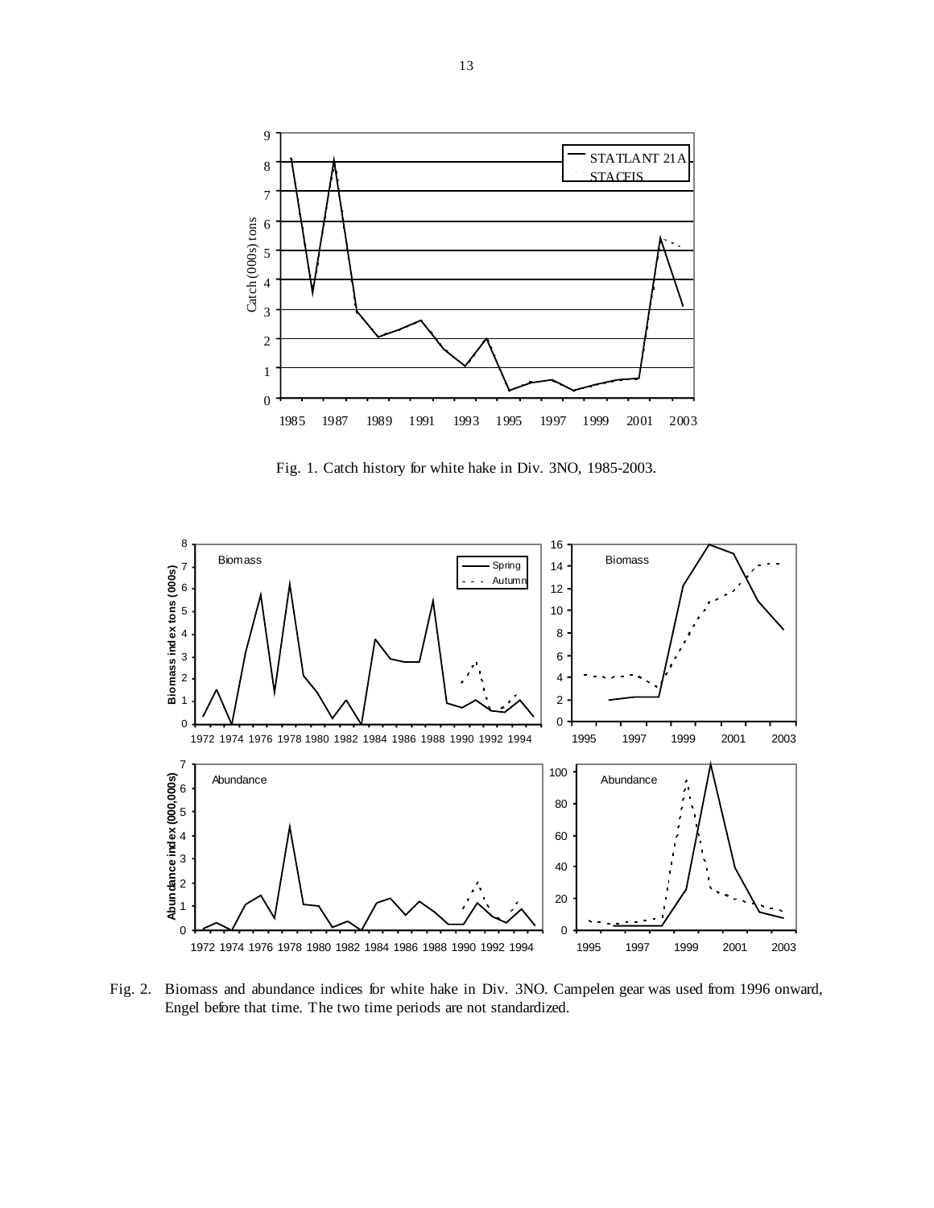9
8
7
6
5
4
3
2
1
0

Catch (000s) tons

1985 1987 1989 1991 1993 1995 1997 1999 2001 2003

STATLANT 21A
STACFIS

Fig. 1. Catch history for white hake in Div. 3NO, 1985-2003.

Biomass

Spring
Autumn

Biomass index tons (000s)

8
7
6
5
4
3
2
1
0

1972 1974 1976 1978 1980 1982 1984 1986 1988 1990 1992 1994

Biomass

16
14
12
10
8
6
4
2
0

1995 1997 1999 2001 2003

Abundance

Abundance index (000,000s)

7
6
5
4
3
2
1
0

1972 1974 1976 1978 1980 1982 1984 1986 1988 1990 1992 1994

Abundance

100
80
60
40
20
0

1995 1997 1999 2001 2003

Fig. 2. Biomass and abundance indices for white hake in Div. 3NO. Campelen gear was used from 1996 onward, Engel before that time. The two time periods are not standardized.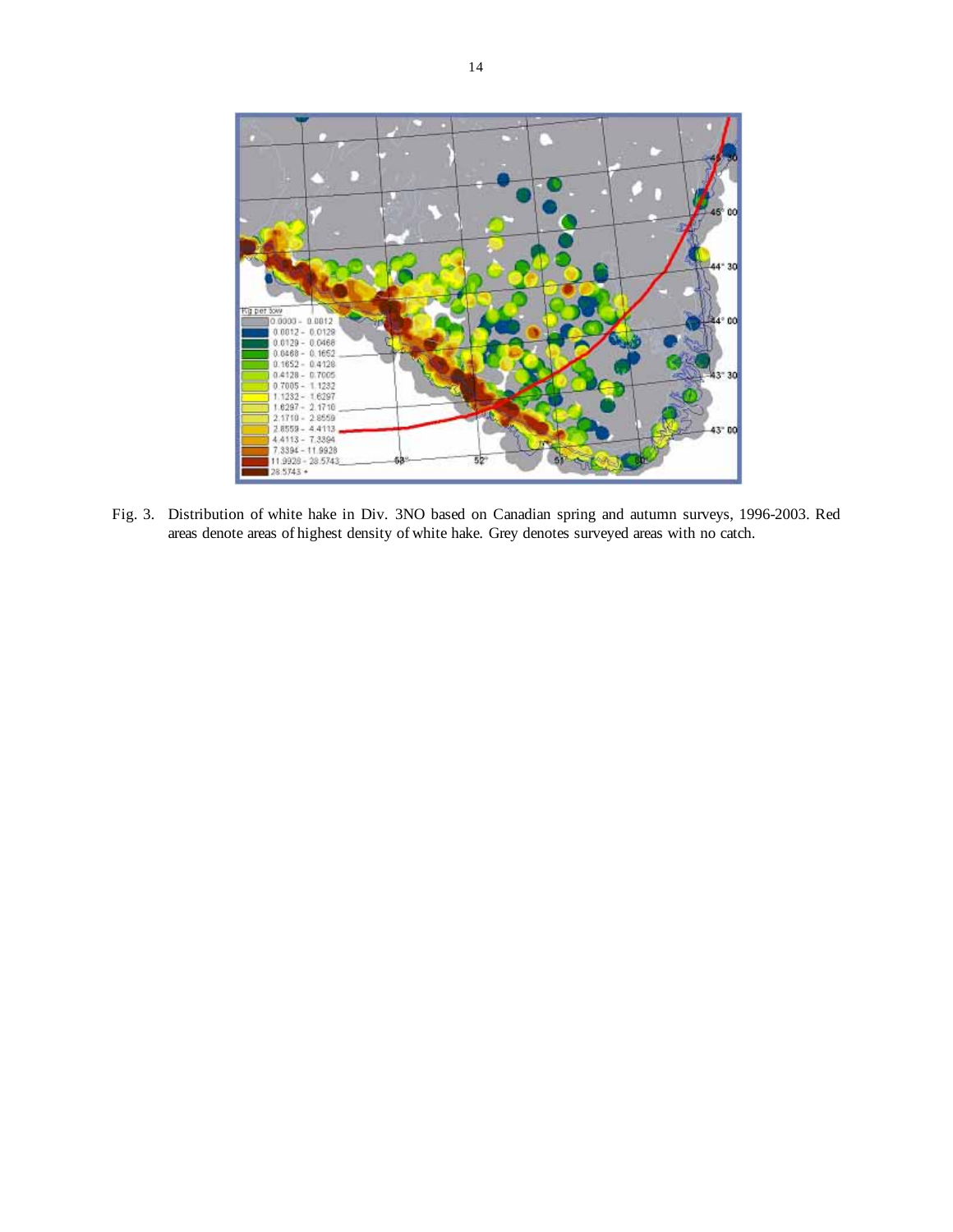Kg per tow
0.0000 - 0.0012
0.0012 - 0.0128
0.0129 - 0.0468
0.0468 - 0.1652
0.1652 - 0.4128
0.4128 - 0.7005
0.7005 - 1.1232
1.1232 - 1.6297
1.6297 - 2.1710
2.1710 - 2.8559
2.8559 - 4.4113
4.4113 - 7.3394
7.3394 - 11.9928
11.9928 - 28.5743
28.5743 +

45° 30
45° 00
44° 30
44° 00
43° 30
43° 00
53°
52°
51°
50°

Fig. 3. Distribution of white hake in Div. 3NO based on Canadian spring and autumn surveys, 1996-2003. Red areas denote areas of highest density of white hake. Grey denotes surveyed areas with no catch.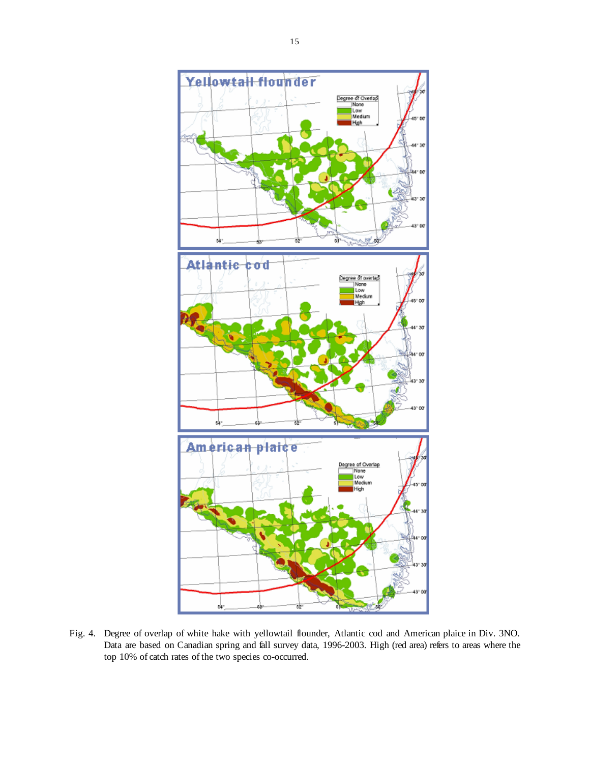Fig. 4. Degree of overlap of white hake with yellowtail flounder, Atlantic cod and American plaice in Div. 3NO. Data are based on Canadian spring and fall survey data, 1996-2003. High (red area) refers to areas where the top 10% of catch rates of the two species co-occurred.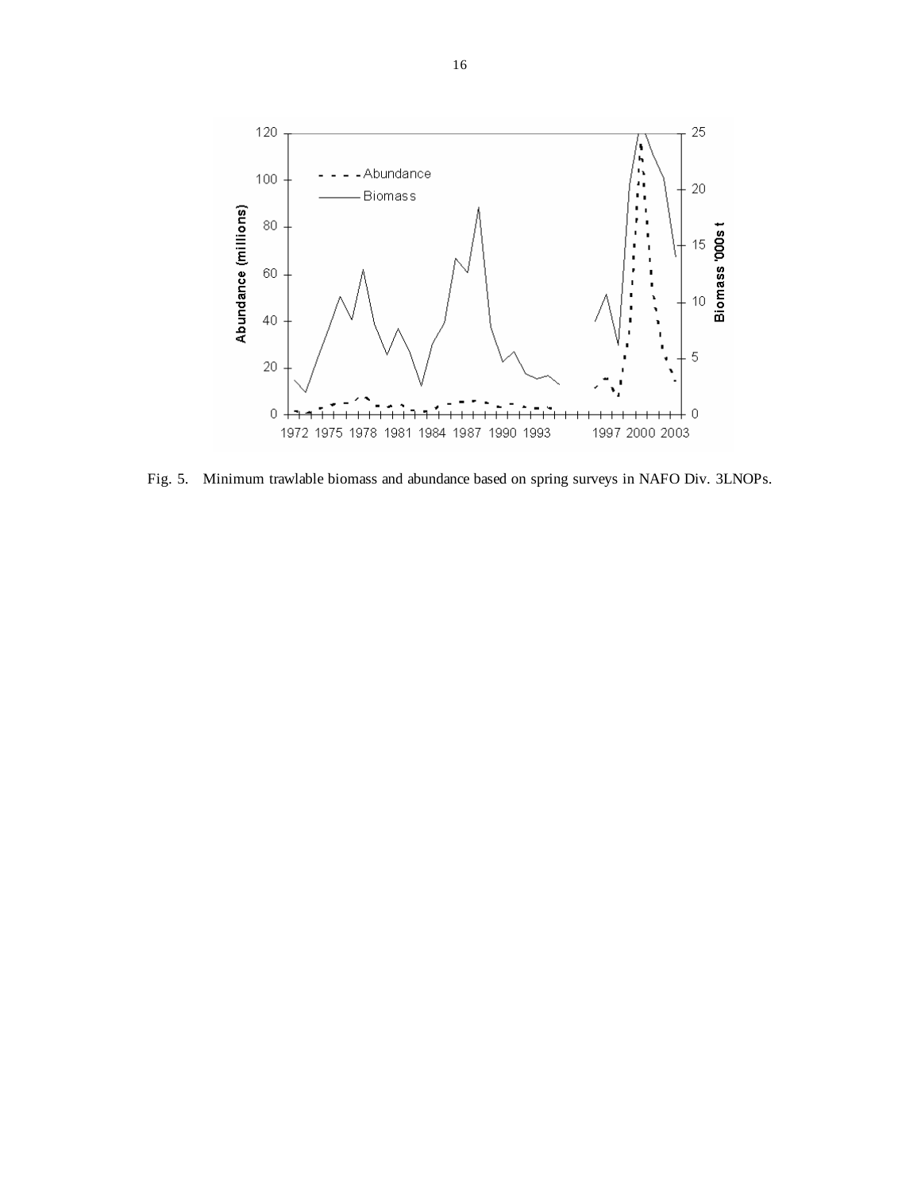120
100
80
60
40
20
0

Abundance (millions)

- - - Abundance
—— Biomass

25
20
15
10
5
0

Biomass '000s t

1972 1975 1978 1981 1984 1987 1990 1993 1997 2000 2003

Fig. 5. Minimum trawlable biomass and abundance based on spring surveys in NAFO Div. 3LNOPs.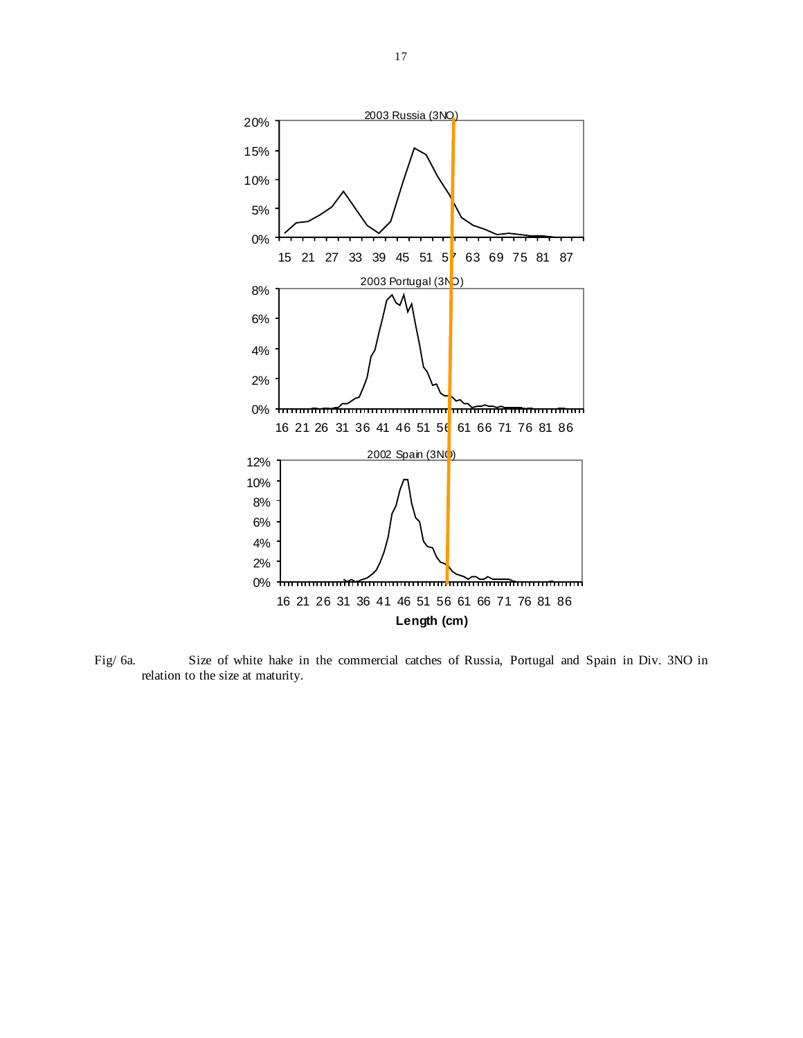2003 Russia (3NO)

20%
15%
10%
5%
0%

15 21 27 33 39 45 51 57 63 69 75 81 87

2003 Portugal (3NO)

8%
6%
4%
2%
0%

16 21 26 31 36 41 46 51 56 61 66 71 76 81 86

2002 Spain (3NO)

12%
10%
8%
6%
4%
2%
0%

16 21 26 31 36 41 46 51 56 61 66 71 76 81 86

**Length (cm)**

Fig/ 6a. Size of white hake in the commercial catches of Russia, Portugal and Spain in Div. 3NO in relation to the size at maturity.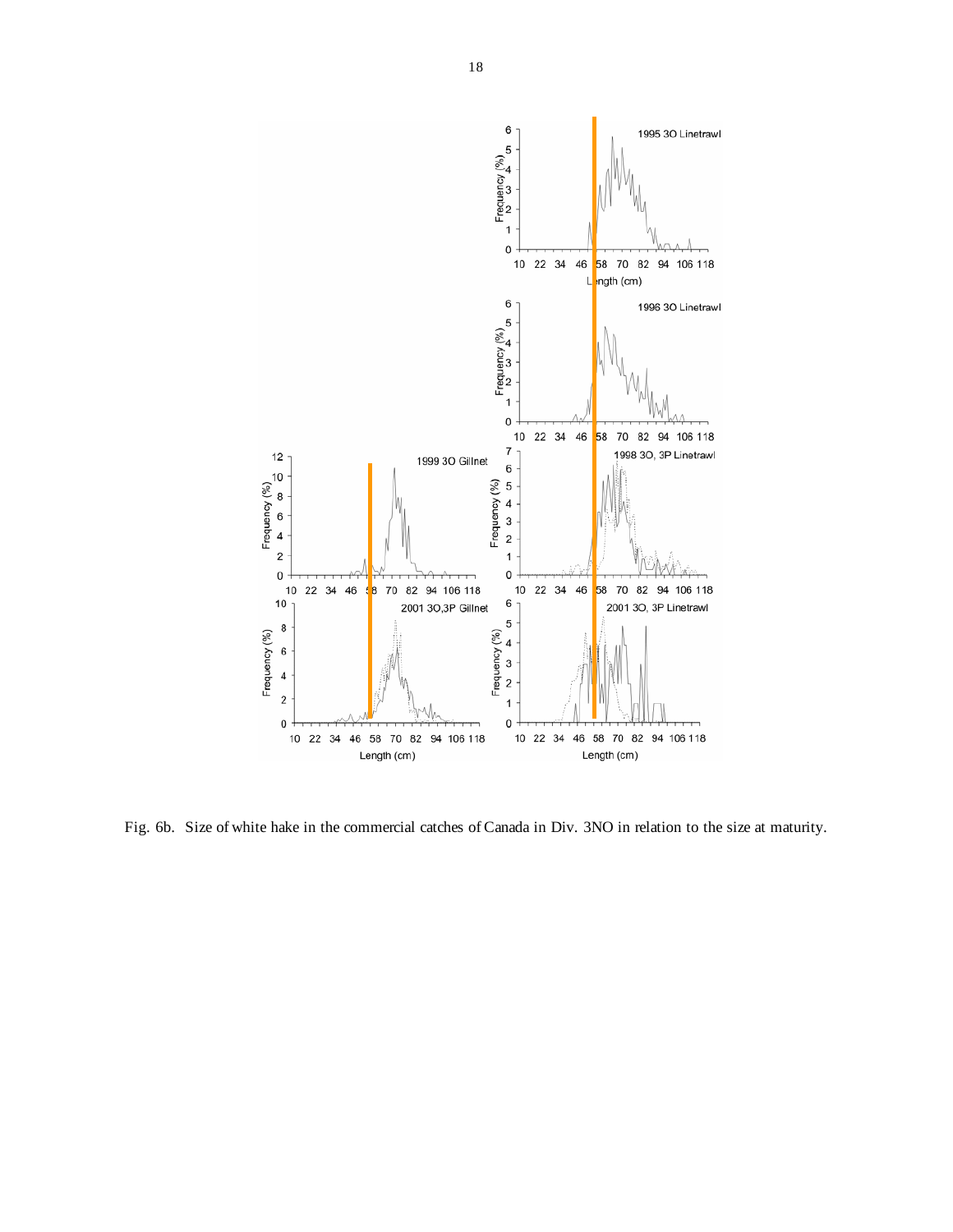1995 3O Linetrawl

Frequency (%)

0 1 2 3 4 5 6

10 22 34 46 58 70 82 94 106 118

Length (cm)

1996 3O Linetrawl

Frequency (%)

0 1 2 3 4 5 6

10 22 34 46 58 70 82 94 106 118

1999 3O Gillnet

Frequency (%)

0 2 4 6 8 10 12

10 22 34 46 58 70 82 94 106 118

1998 3O, 3P Linetrawl

Frequency (%)

0 1 2 3 4 5 6 7

10 22 34 46 58 70 82 94 106 118

2001 3O,3P Gillnet

Frequency (%)

0 2 4 6 8 10

10 22 34 46 58 70 82 94 106 118

Length (cm)

2001 3O, 3P Linetrawl

Frequency (%)

0 1 2 3 4 5 6

10 22 34 46 58 70 82 94 106 118

Length (cm)

Fig. 6b. Size of white hake in the commercial catches of Canada in Div. 3NO in relation to the size at maturity.